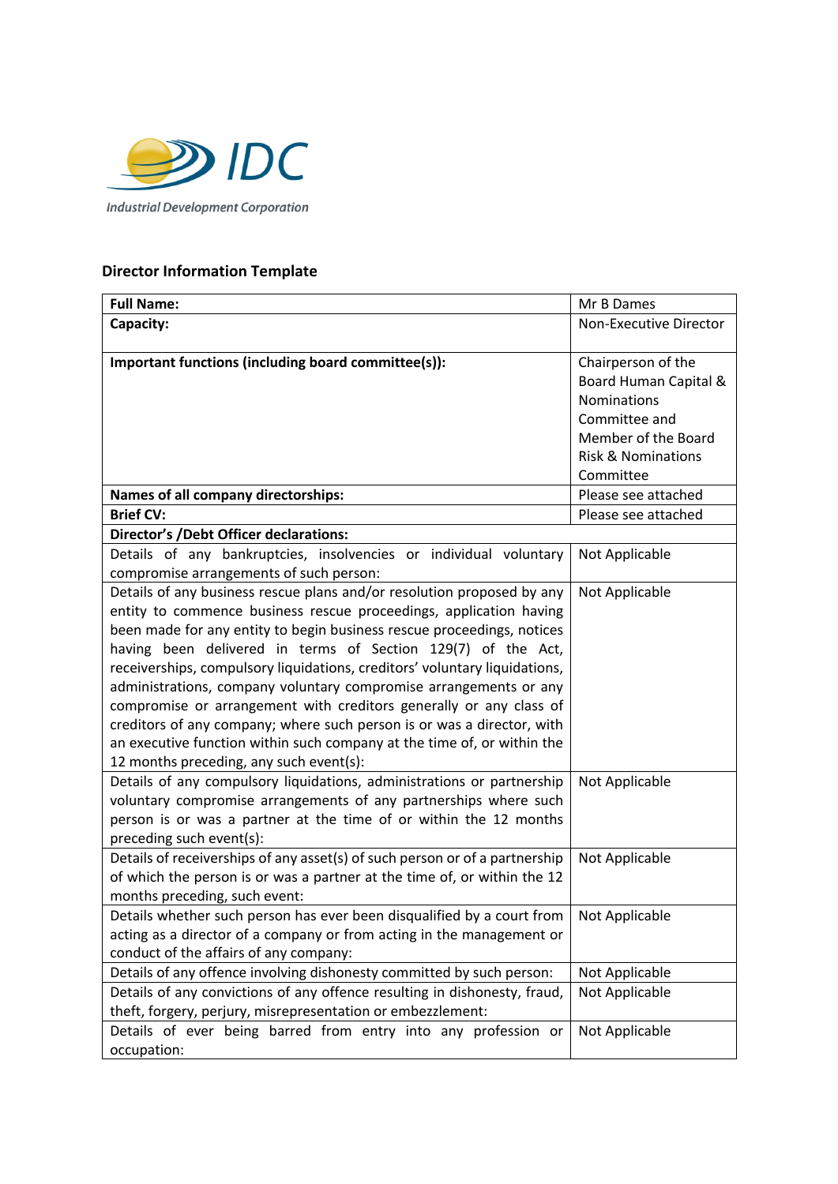IDC

*Industrial Development Corporation*

## Director Information Template

| **Full Name:** | Mr B Dames |
|---|---|
| **Capacity:** | Non-Executive Director |
| **Important functions (including board committee(s)):** | Chairperson of the Board Human Capital & Nominations Committee and Member of the Board Risk & Nominations Committee |
| **Names of all company directorships:** | Please see attached |
| **Brief CV:** | Please see attached |
| **Director's /Debt Officer declarations:** | |
| Details of any bankruptcies, insolvencies or individual voluntary compromise arrangements of such person: | Not Applicable |
| Details of any business rescue plans and/or resolution proposed by any entity to commence business rescue proceedings, application having been made for any entity to begin business rescue proceedings, notices having been delivered in terms of Section 129(7) of the Act, receiverships, compulsory liquidations, creditors' voluntary liquidations, administrations, company voluntary compromise arrangements or any compromise or arrangement with creditors generally or any class of creditors of any company; where such person is or was a director, with an executive function within such company at the time of, or within the 12 months preceding, any such event(s): | Not Applicable |
| Details of any compulsory liquidations, administrations or partnership voluntary compromise arrangements of any partnerships where such person is or was a partner at the time of or within the 12 months preceding such event(s): | Not Applicable |
| Details of receiverships of any asset(s) of such person or of a partnership of which the person is or was a partner at the time of, or within the 12 months preceding, such event: | Not Applicable |
| Details whether such person has ever been disqualified by a court from acting as a director of a company or from acting in the management or conduct of the affairs of any company: | Not Applicable |
| Details of any offence involving dishonesty committed by such person: | Not Applicable |
| Details of any convictions of any offence resulting in dishonesty, fraud, theft, forgery, perjury, misrepresentation or embezzlement: | Not Applicable |
| Details of ever being barred from entry into any profession or occupation: | Not Applicable |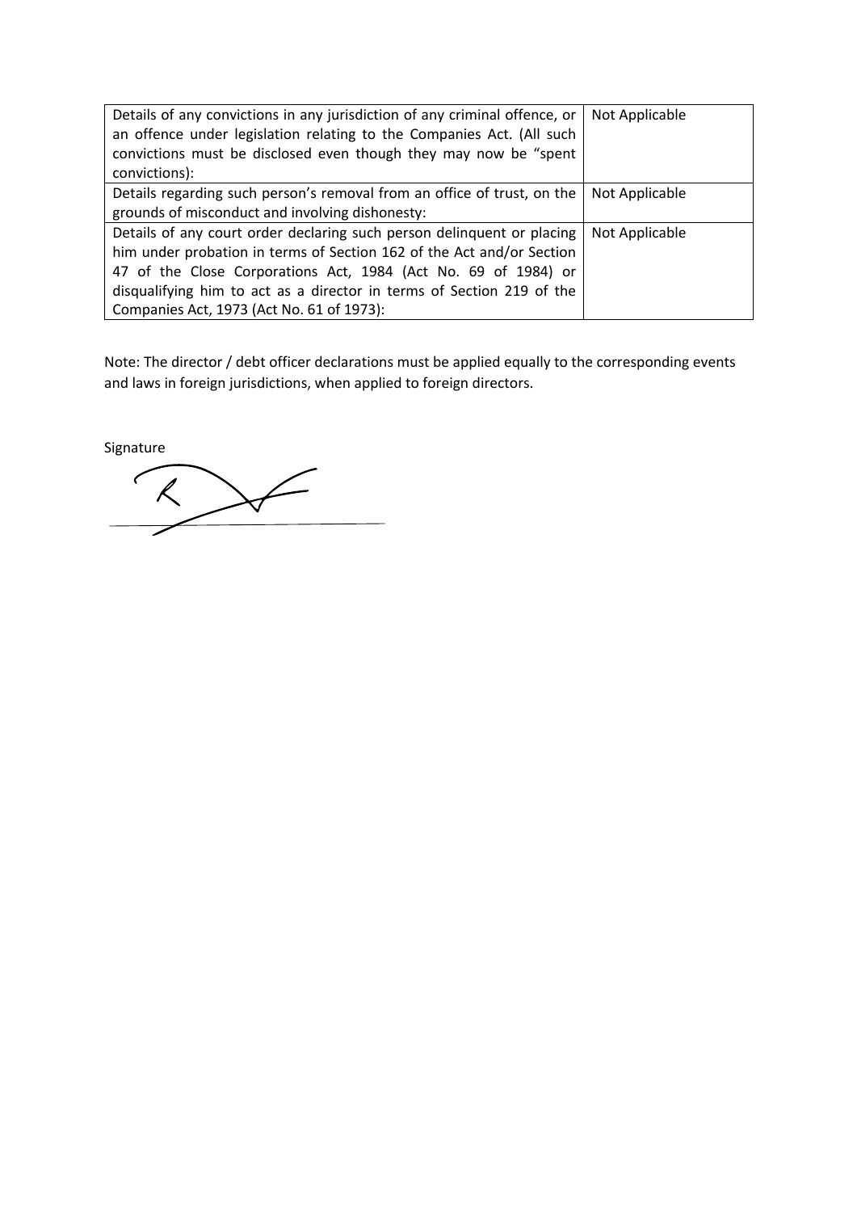| | |
|---|---|
| Details of any convictions in any jurisdiction of any criminal offence, or an offence under legislation relating to the Companies Act. (All such convictions must be disclosed even though they may now be "spent convictions): | Not Applicable |
| Details regarding such person's removal from an office of trust, on the grounds of misconduct and involving dishonesty: | Not Applicable |
| Details of any court order declaring such person delinquent or placing him under probation in terms of Section 162 of the Act and/or Section 47 of the Close Corporations Act, 1984 (Act No. 69 of 1984) or disqualifying him to act as a director in terms of Section 219 of the Companies Act, 1973 (Act No. 61 of 1973): | Not Applicable |

Note: The director / debt officer declarations must be applied equally to the corresponding events and laws in foreign jurisdictions, when applied to foreign directors.

Signature